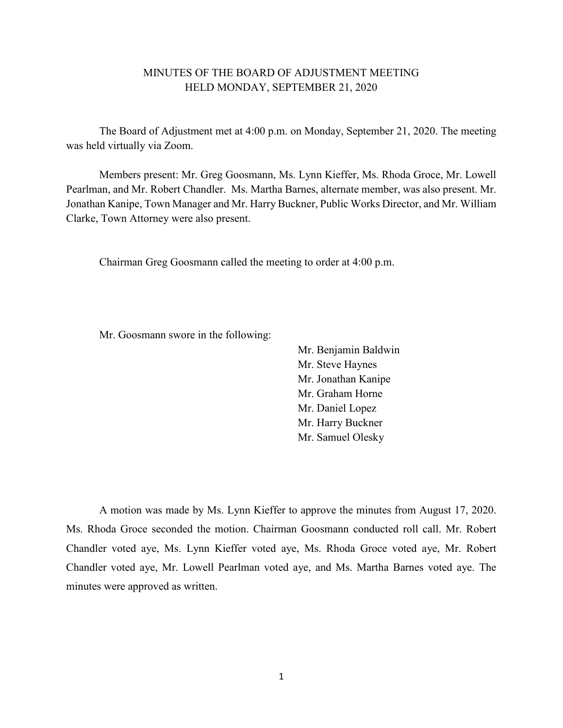# MINUTES OF THE BOARD OF ADJUSTMENT MEETING
# HELD MONDAY, SEPTEMBER 21, 2020

The Board of Adjustment met at 4:00 p.m. on Monday, September 21, 2020. The meeting was held virtually via Zoom.

Members present: Mr. Greg Goosmann, Ms. Lynn Kieffer, Ms. Rhoda Groce, Mr. Lowell Pearlman, and Mr. Robert Chandler. Ms. Martha Barnes, alternate member, was also present. Mr. Jonathan Kanipe, Town Manager and Mr. Harry Buckner, Public Works Director, and Mr. William Clarke, Town Attorney were also present.

Chairman Greg Goosmann called the meeting to order at 4:00 p.m.

Mr. Goosmann swore in the following:

- Mr. Benjamin Baldwin
- Mr. Steve Haynes
- Mr. Jonathan Kanipe
- Mr. Graham Horne
- Mr. Daniel Lopez
- Mr. Harry Buckner
- Mr. Samuel Olesky

A motion was made by Ms. Lynn Kieffer to approve the minutes from August 17, 2020. Ms. Rhoda Groce seconded the motion. Chairman Goosmann conducted roll call. Mr. Robert Chandler voted aye, Ms. Lynn Kieffer voted aye, Ms. Rhoda Groce voted aye, Mr. Robert Chandler voted aye, Mr. Lowell Pearlman voted aye, and Ms. Martha Barnes voted aye. The minutes were approved as written.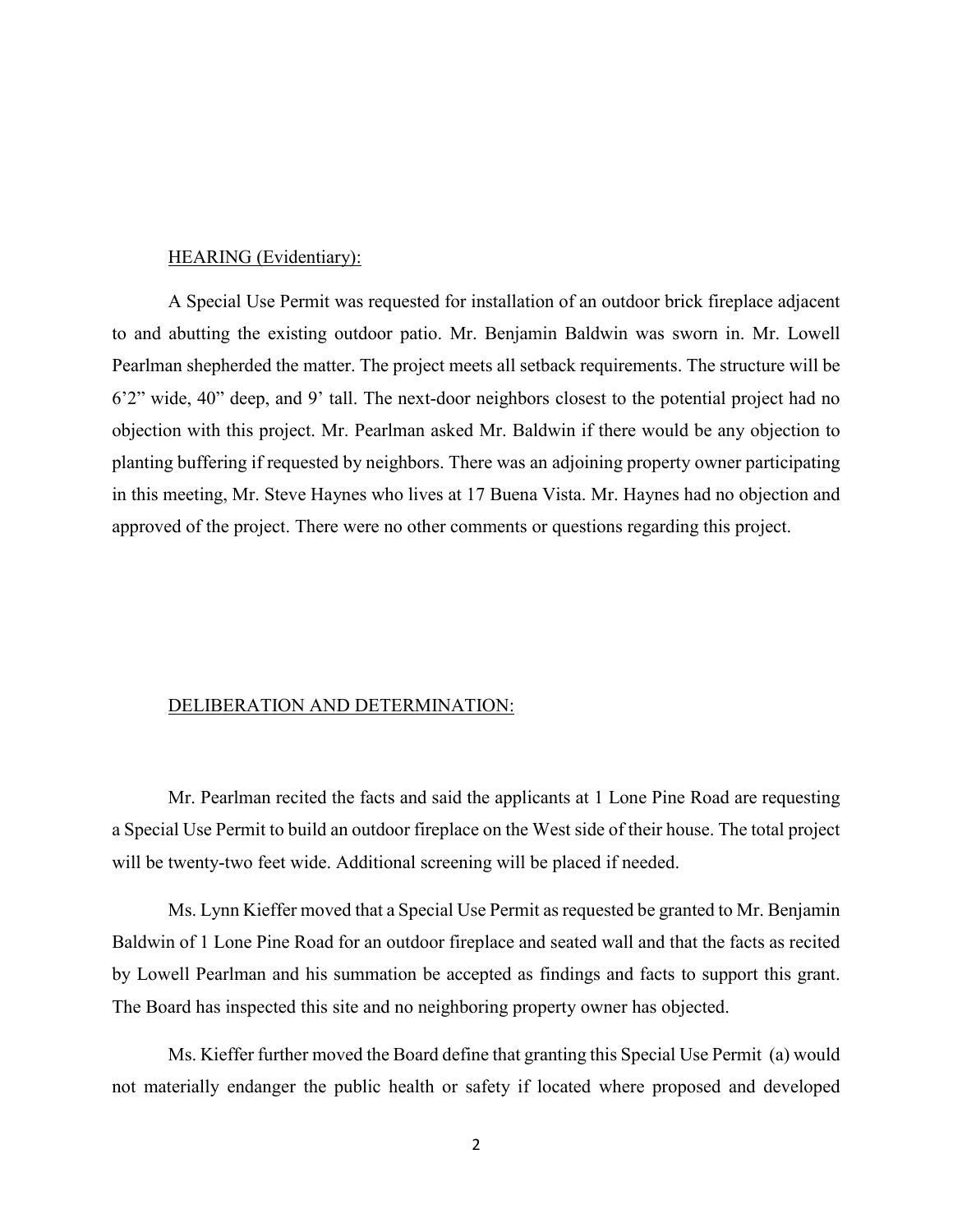HEARING (Evidentiary):

A Special Use Permit was requested for installation of an outdoor brick fireplace adjacent to and abutting the existing outdoor patio. Mr. Benjamin Baldwin was sworn in. Mr. Lowell Pearlman shepherded the matter. The project meets all setback requirements. The structure will be 6'2" wide, 40" deep, and 9' tall. The next-door neighbors closest to the potential project had no objection with this project. Mr. Pearlman asked Mr. Baldwin if there would be any objection to planting buffering if requested by neighbors. There was an adjoining property owner participating in this meeting, Mr. Steve Haynes who lives at 17 Buena Vista. Mr. Haynes had no objection and approved of the project. There were no other comments or questions regarding this project.

DELIBERATION AND DETERMINATION:

Mr. Pearlman recited the facts and said the applicants at 1 Lone Pine Road are requesting a Special Use Permit to build an outdoor fireplace on the West side of their house. The total project will be twenty-two feet wide. Additional screening will be placed if needed.

Ms. Lynn Kieffer moved that a Special Use Permit as requested be granted to Mr. Benjamin Baldwin of 1 Lone Pine Road for an outdoor fireplace and seated wall and that the facts as recited by Lowell Pearlman and his summation be accepted as findings and facts to support this grant. The Board has inspected this site and no neighboring property owner has objected.

Ms. Kieffer further moved the Board define that granting this Special Use Permit (a) would not materially endanger the public health or safety if located where proposed and developed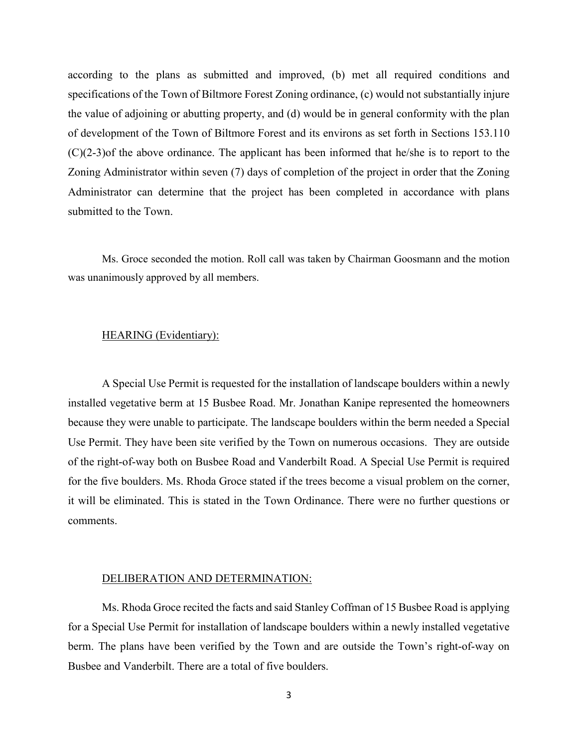according to the plans as submitted and improved, (b) met all required conditions and specifications of the Town of Biltmore Forest Zoning ordinance, (c) would not substantially injure the value of adjoining or abutting property, and (d) would be in general conformity with the plan of development of the Town of Biltmore Forest and its environs as set forth in Sections 153.110 (C)(2-3)of the above ordinance. The applicant has been informed that he/she is to report to the Zoning Administrator within seven (7) days of completion of the project in order that the Zoning Administrator can determine that the project has been completed in accordance with plans submitted to the Town.

Ms. Groce seconded the motion. Roll call was taken by Chairman Goosmann and the motion was unanimously approved by all members.

HEARING (Evidentiary):

A Special Use Permit is requested for the installation of landscape boulders within a newly installed vegetative berm at 15 Busbee Road. Mr. Jonathan Kanipe represented the homeowners because they were unable to participate. The landscape boulders within the berm needed a Special Use Permit. They have been site verified by the Town on numerous occasions. They are outside of the right-of-way both on Busbee Road and Vanderbilt Road. A Special Use Permit is required for the five boulders. Ms. Rhoda Groce stated if the trees become a visual problem on the corner, it will be eliminated. This is stated in the Town Ordinance. There were no further questions or comments.

DELIBERATION AND DETERMINATION:

Ms. Rhoda Groce recited the facts and said Stanley Coffman of 15 Busbee Road is applying for a Special Use Permit for installation of landscape boulders within a newly installed vegetative berm. The plans have been verified by the Town and are outside the Town's right-of-way on Busbee and Vanderbilt. There are a total of five boulders.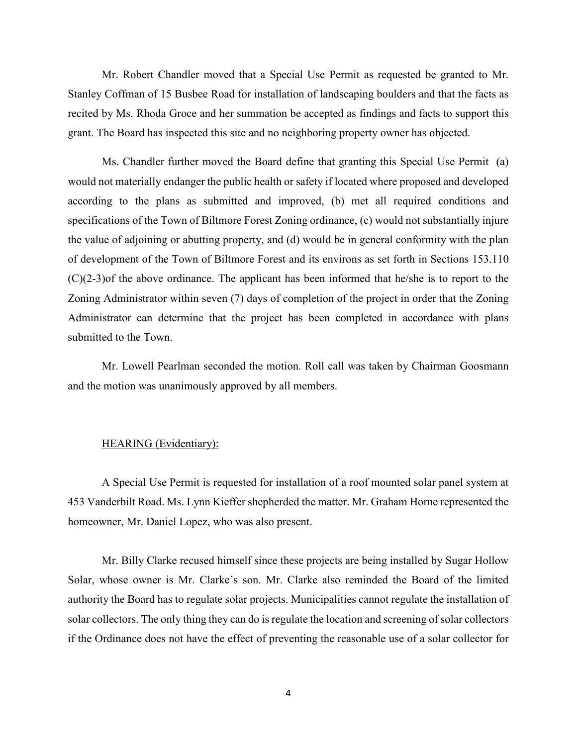Mr. Robert Chandler moved that a Special Use Permit as requested be granted to Mr. Stanley Coffman of 15 Busbee Road for installation of landscaping boulders and that the facts as recited by Ms. Rhoda Groce and her summation be accepted as findings and facts to support this grant. The Board has inspected this site and no neighboring property owner has objected.

Ms. Chandler further moved the Board define that granting this Special Use Permit (a) would not materially endanger the public health or safety if located where proposed and developed according to the plans as submitted and improved, (b) met all required conditions and specifications of the Town of Biltmore Forest Zoning ordinance, (c) would not substantially injure the value of adjoining or abutting property, and (d) would be in general conformity with the plan of development of the Town of Biltmore Forest and its environs as set forth in Sections 153.110 (C)(2-3)of the above ordinance. The applicant has been informed that he/she is to report to the Zoning Administrator within seven (7) days of completion of the project in order that the Zoning Administrator can determine that the project has been completed in accordance with plans submitted to the Town.

Mr. Lowell Pearlman seconded the motion. Roll call was taken by Chairman Goosmann and the motion was unanimously approved by all members.

<u>HEARING (Evidentiary):</u>

A Special Use Permit is requested for installation of a roof mounted solar panel system at 453 Vanderbilt Road. Ms. Lynn Kieffer shepherded the matter. Mr. Graham Horne represented the homeowner, Mr. Daniel Lopez, who was also present.

Mr. Billy Clarke recused himself since these projects are being installed by Sugar Hollow Solar, whose owner is Mr. Clarke's son. Mr. Clarke also reminded the Board of the limited authority the Board has to regulate solar projects. Municipalities cannot regulate the installation of solar collectors. The only thing they can do is regulate the location and screening of solar collectors if the Ordinance does not have the effect of preventing the reasonable use of a solar collector for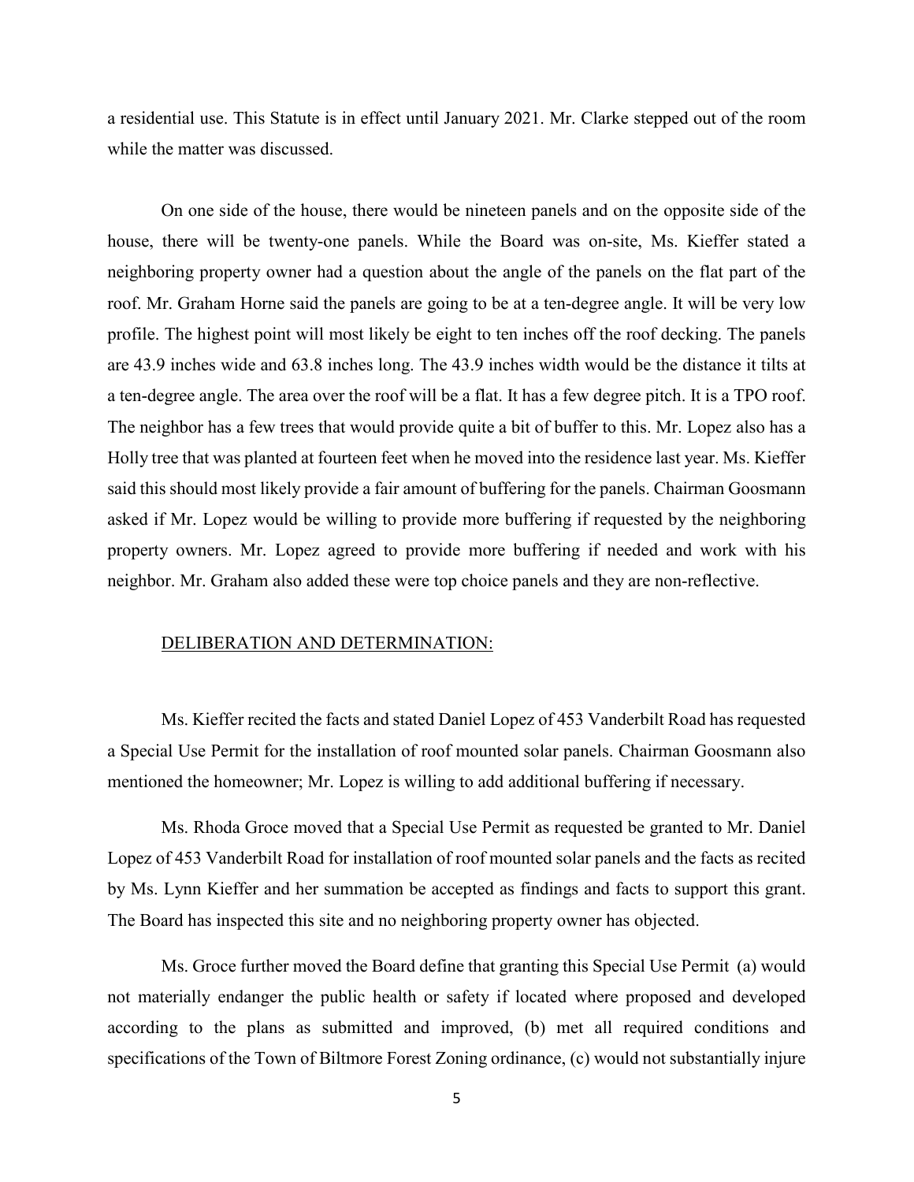a residential use. This Statute is in effect until January 2021. Mr. Clarke stepped out of the room while the matter was discussed.

On one side of the house, there would be nineteen panels and on the opposite side of the house, there will be twenty-one panels. While the Board was on-site, Ms. Kieffer stated a neighboring property owner had a question about the angle of the panels on the flat part of the roof. Mr. Graham Horne said the panels are going to be at a ten-degree angle. It will be very low profile. The highest point will most likely be eight to ten inches off the roof decking. The panels are 43.9 inches wide and 63.8 inches long. The 43.9 inches width would be the distance it tilts at a ten-degree angle. The area over the roof will be a flat. It has a few degree pitch. It is a TPO roof. The neighbor has a few trees that would provide quite a bit of buffer to this. Mr. Lopez also has a Holly tree that was planted at fourteen feet when he moved into the residence last year. Ms. Kieffer said this should most likely provide a fair amount of buffering for the panels. Chairman Goosmann asked if Mr. Lopez would be willing to provide more buffering if requested by the neighboring property owners. Mr. Lopez agreed to provide more buffering if needed and work with his neighbor. Mr. Graham also added these were top choice panels and they are non-reflective.

DELIBERATION AND DETERMINATION:

Ms. Kieffer recited the facts and stated Daniel Lopez of 453 Vanderbilt Road has requested a Special Use Permit for the installation of roof mounted solar panels. Chairman Goosmann also mentioned the homeowner; Mr. Lopez is willing to add additional buffering if necessary.

Ms. Rhoda Groce moved that a Special Use Permit as requested be granted to Mr. Daniel Lopez of 453 Vanderbilt Road for installation of roof mounted solar panels and the facts as recited by Ms. Lynn Kieffer and her summation be accepted as findings and facts to support this grant. The Board has inspected this site and no neighboring property owner has objected.

Ms. Groce further moved the Board define that granting this Special Use Permit (a) would not materially endanger the public health or safety if located where proposed and developed according to the plans as submitted and improved, (b) met all required conditions and specifications of the Town of Biltmore Forest Zoning ordinance, (c) would not substantially injure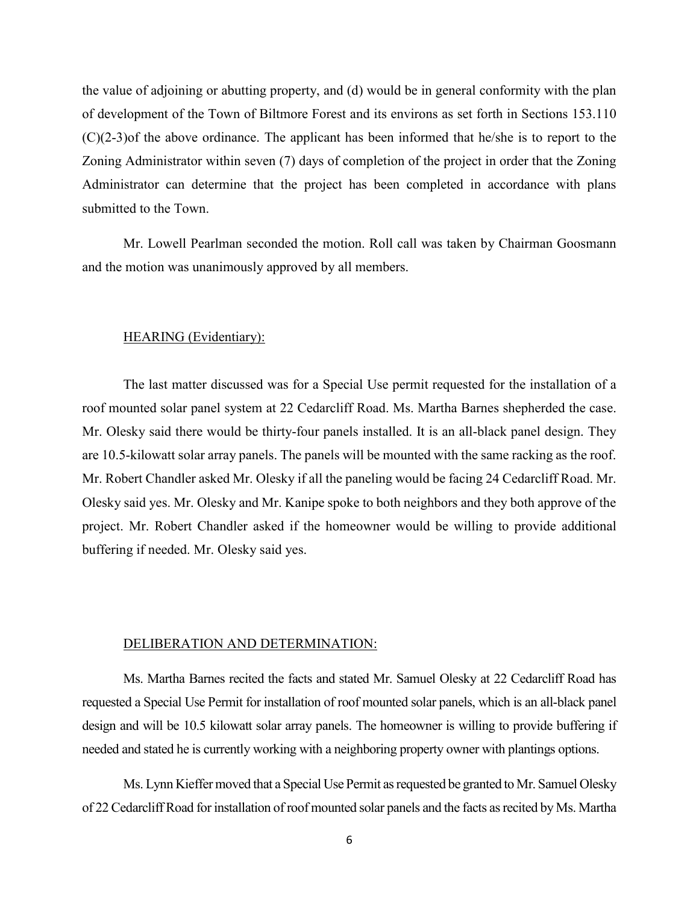the value of adjoining or abutting property, and (d) would be in general conformity with the plan of development of the Town of Biltmore Forest and its environs as set forth in Sections 153.110 (C)(2-3)of the above ordinance. The applicant has been informed that he/she is to report to the Zoning Administrator within seven (7) days of completion of the project in order that the Zoning Administrator can determine that the project has been completed in accordance with plans submitted to the Town.

Mr. Lowell Pearlman seconded the motion. Roll call was taken by Chairman Goosmann and the motion was unanimously approved by all members.

HEARING (Evidentiary):

The last matter discussed was for a Special Use permit requested for the installation of a roof mounted solar panel system at 22 Cedarcliff Road. Ms. Martha Barnes shepherded the case. Mr. Olesky said there would be thirty-four panels installed. It is an all-black panel design. They are 10.5-kilowatt solar array panels. The panels will be mounted with the same racking as the roof. Mr. Robert Chandler asked Mr. Olesky if all the paneling would be facing 24 Cedarcliff Road. Mr. Olesky said yes. Mr. Olesky and Mr. Kanipe spoke to both neighbors and they both approve of the project. Mr. Robert Chandler asked if the homeowner would be willing to provide additional buffering if needed. Mr. Olesky said yes.

DELIBERATION AND DETERMINATION:

Ms. Martha Barnes recited the facts and stated Mr. Samuel Olesky at 22 Cedarcliff Road has requested a Special Use Permit for installation of roof mounted solar panels, which is an all-black panel design and will be 10.5 kilowatt solar array panels. The homeowner is willing to provide buffering if needed and stated he is currently working with a neighboring property owner with plantings options.

Ms. Lynn Kieffer moved that a Special Use Permit as requested be granted to Mr. Samuel Olesky of 22 Cedarcliff Road for installation of roof mounted solar panels and the facts as recited by Ms. Martha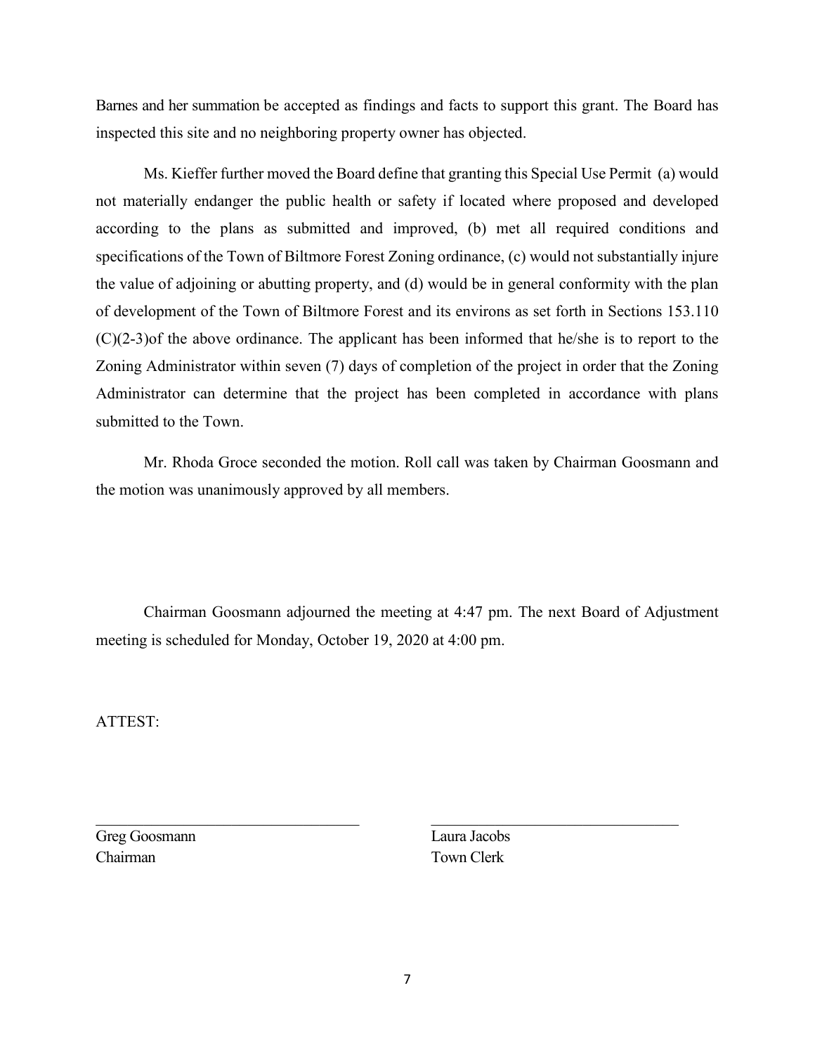Barnes and her summation be accepted as findings and facts to support this grant. The Board has inspected this site and no neighboring property owner has objected.

Ms. Kieffer further moved the Board define that granting this Special Use Permit (a) would not materially endanger the public health or safety if located where proposed and developed according to the plans as submitted and improved, (b) met all required conditions and specifications of the Town of Biltmore Forest Zoning ordinance, (c) would not substantially injure the value of adjoining or abutting property, and (d) would be in general conformity with the plan of development of the Town of Biltmore Forest and its environs as set forth in Sections 153.110 (C)(2-3)of the above ordinance. The applicant has been informed that he/she is to report to the Zoning Administrator within seven (7) days of completion of the project in order that the Zoning Administrator can determine that the project has been completed in accordance with plans submitted to the Town.

Mr. Rhoda Groce seconded the motion. Roll call was taken by Chairman Goosmann and the motion was unanimously approved by all members.

Chairman Goosmann adjourned the meeting at 4:47 pm. The next Board of Adjustment meeting is scheduled for Monday, October 19, 2020 at 4:00 pm.

ATTEST:

\_\_\_\_\_\_\_\_\_\_\_\_\_\_\_\_\_\_\_\_\_\_\_\_\_\_\_\_\_\_\_\_\_\_\_\_ \_\_\_\_\_\_\_\_\_\_\_\_\_\_\_\_\_\_\_\_\_\_\_\_\_\_\_\_\_\_\_\_\_\_\_\_

Greg Goosmann
Chairman

Laura Jacobs
Town Clerk